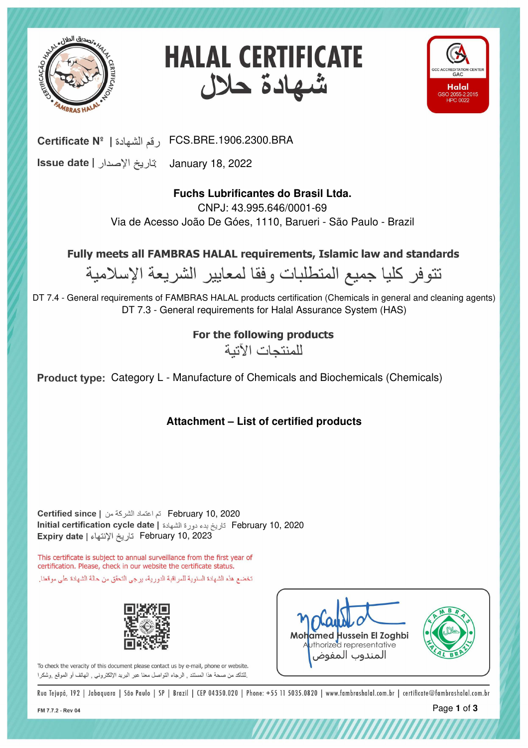# HALAL CERTIFICATE
# شهادة حلال

GCC ACCREDITATION CENTER
GAC
Halal
GSO 2055-2:2015
HPC 0022

**Certificate Nº | رقم الشهادة** FCS.BRE.1906.2300.BRA

**Issue date | تاريخ الإصدار** January 18, 2022

**Fuchs Lubrificantes do Brasil Ltda.**
CNPJ: 43.995.646/0001-69
Via de Acesso João De Góes, 1110, Barueri - São Paulo - Brazil

## Fully meets all FAMBRAS HALAL requirements, Islamic law and standards

## تتوفر كليا جميع المتطلبات وفقا لمعايير الشريعة الإسلامية

DT 7.4 - General requirements of FAMBRAS HALAL products certification (Chemicals in general and cleaning agents)
DT 7.3 - General requirements for Halal Assurance System (HAS)

### For the following products

### للمنتجات الآتية

**Product type:** Category L - Manufacture of Chemicals and Biochemicals (Chemicals)

**Attachment – List of certified products**

**Certified since | تم اعتماد الشركة من** February 10, 2020
**Initial certification cycle date | تاريخ بدء دورة الشهادة** February 10, 2020
**Expiry date | تاريخ الإنتهاء** February 10, 2023

This certificate is subject to annual surveillance from the first year of certification. Please, check in our website the certificate status.

تخضع هذه الشهادة للمراقبة السنوية للمراقبة الدورية، يرجى التحقق من حالة الشهادة على موقعنا.

To check the veracity of this document please contact us by e-mail, phone or website.
للتأكد من صحة هذا المستند ، الرجاء التواصل معنا عبر البريد الإلكتروني ، الهاتف أو الموقع, وشكرا.

Mohamed Hussein El Zoghbi
Authorized representative
المندوب المفوض

Rua Tejupá, 192 | Jabaquara | São Paulo | SP | Brazil | CEP 04350.020 | Phone: +55 11 5035.0820 | www.fambrashalal.com.br | certificate@fambrashalal.com.br

FM 7.7.2 - Rev 04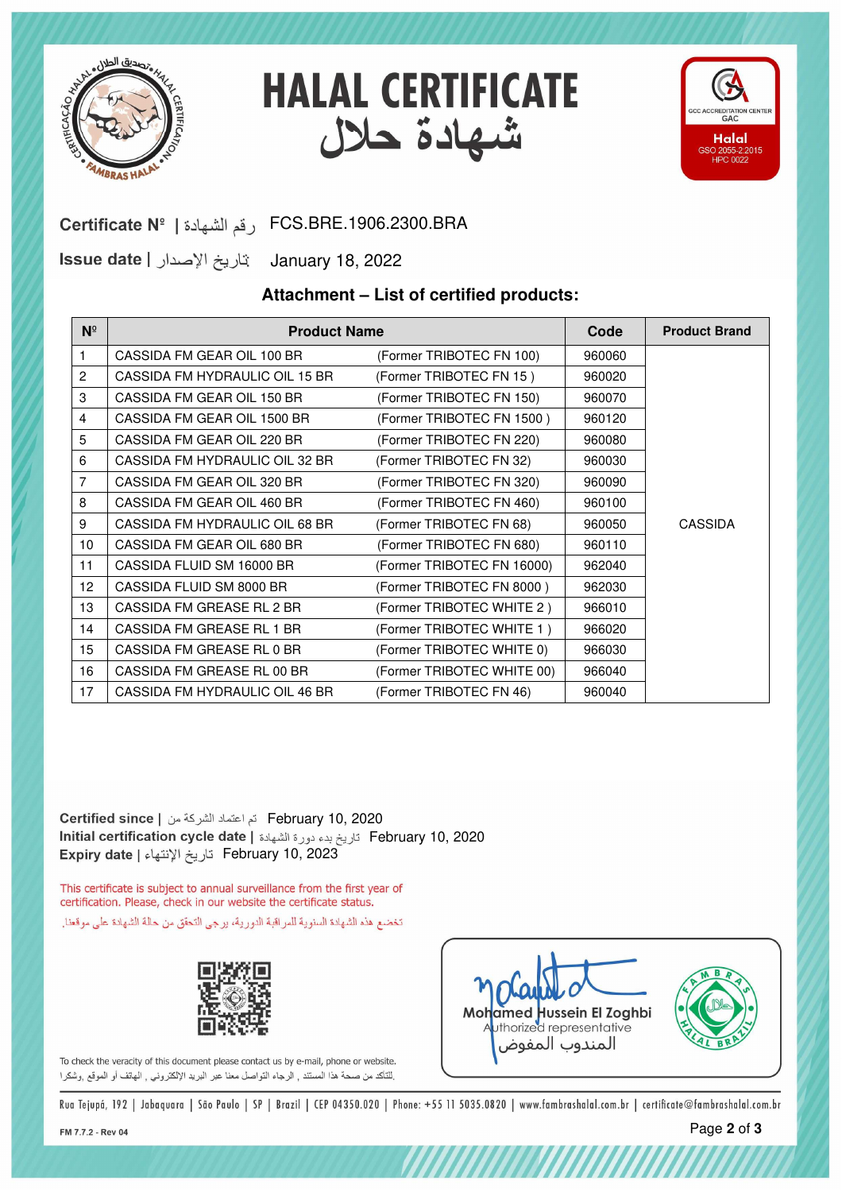# HALAL CERTIFICATE
# شهادة حلال

GCC ACCREDITATION CENTER GAC
Halal
GSO 2055-2:2015
HPC 0022

**Certificate Nº | رقم الشهادة** FCS.BRE.1906.2300.BRA

**Issue date | تاريخ الإصدار** January 18, 2022

### Attachment – List of certified products:

| Nº | Product Name | | Code | Product Brand |
|---|---|---|---|---|
| 1 | CASSIDA FM GEAR OIL 100 BR | (Former TRIBOTEC FN 100) | 960060 | CASSIDA |
| 2 | CASSIDA FM HYDRAULIC OIL 15 BR | (Former TRIBOTEC FN 15 ) | 960020 | CASSIDA |
| 3 | CASSIDA FM GEAR OIL 150 BR | (Former TRIBOTEC FN 150) | 960070 | CASSIDA |
| 4 | CASSIDA FM GEAR OIL 1500 BR | (Former TRIBOTEC FN 1500 ) | 960120 | CASSIDA |
| 5 | CASSIDA FM GEAR OIL 220 BR | (Former TRIBOTEC FN 220) | 960080 | CASSIDA |
| 6 | CASSIDA FM HYDRAULIC OIL 32 BR | (Former TRIBOTEC FN 32) | 960030 | CASSIDA |
| 7 | CASSIDA FM GEAR OIL 320 BR | (Former TRIBOTEC FN 320) | 960090 | CASSIDA |
| 8 | CASSIDA FM GEAR OIL 460 BR | (Former TRIBOTEC FN 460) | 960100 | CASSIDA |
| 9 | CASSIDA FM HYDRAULIC OIL 68 BR | (Former TRIBOTEC FN 68) | 960050 | CASSIDA |
| 10 | CASSIDA FM GEAR OIL 680 BR | (Former TRIBOTEC FN 680) | 960110 | CASSIDA |
| 11 | CASSIDA FLUID SM 16000 BR | (Former TRIBOTEC FN 16000) | 962040 | CASSIDA |
| 12 | CASSIDA FLUID SM 8000 BR | (Former TRIBOTEC FN 8000 ) | 962030 | CASSIDA |
| 13 | CASSIDA FM GREASE RL 2 BR | (Former TRIBOTEC WHITE 2 ) | 966010 | CASSIDA |
| 14 | CASSIDA FM GREASE RL 1 BR | (Former TRIBOTEC WHITE 1 ) | 966020 | CASSIDA |
| 15 | CASSIDA FM GREASE RL 0 BR | (Former TRIBOTEC WHITE 0) | 966030 | CASSIDA |
| 16 | CASSIDA FM GREASE RL 00 BR | (Former TRIBOTEC WHITE 00) | 966040 | CASSIDA |
| 17 | CASSIDA FM HYDRAULIC OIL 46 BR | (Former TRIBOTEC FN 46) | 960040 | CASSIDA |

**Certified since | تم اعتماد الشركة من** February 10, 2020
**Initial certification cycle date | تاريخ بدء دورة الشهادة** February 10, 2020
**Expiry date | تاريخ الإنتهاء** February 10, 2023

This certificate is subject to annual surveillance from the first year of certification. Please, check in our website the certificate status.

تخضع هذه الشهادة السنوية للمراقبة الدورية، يرجى التحقق من حالة الشهادة على موقعنا.

To check the veracity of this document please contact us by e-mail, phone or website.

للتأكد من صحة هذا المستند , الرجاء التواصل معنا عبر البريد الإلكتروني , الهاتف أو الموقع, وشكرا.

Mohamed Hussein El Zoghbi
Authorized representative
المندوب المفوض

Rua Tejupá, 192 | Jabaquara | São Paulo | SP | Brazil | CEP 04350.020 | Phone: +55 11 5035.0820 | www.fambrashalal.com.br | certificate@fambrashalal.com.br

FM 7.7.2 - Rev 04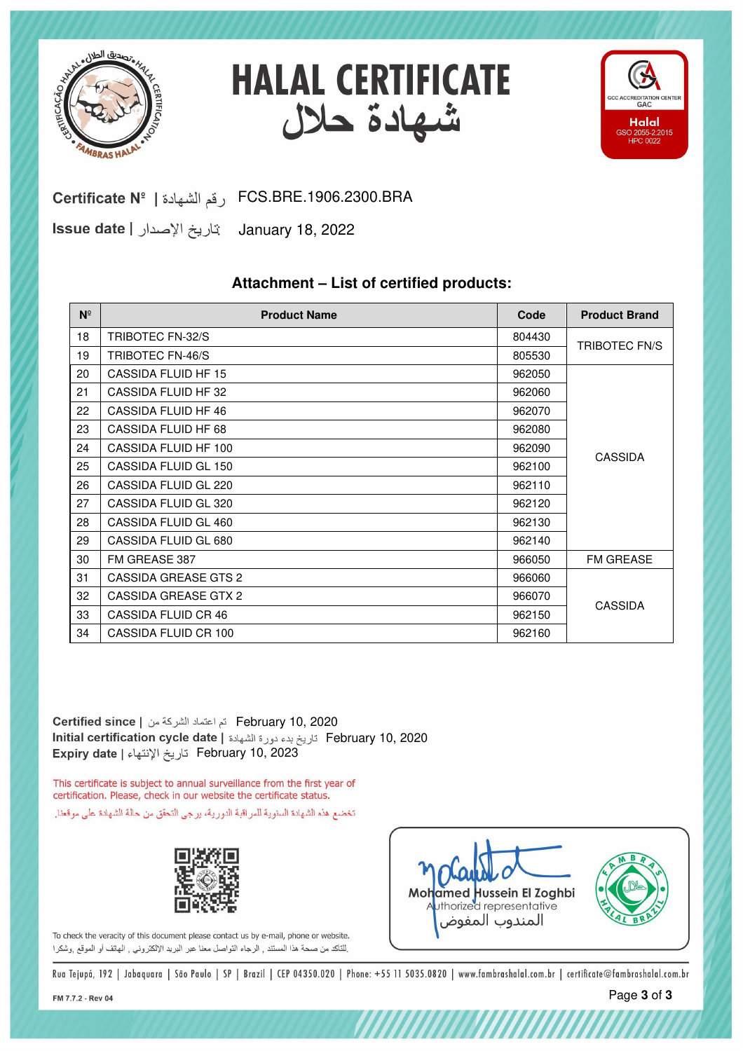# HALAL CERTIFICATE
# شهادة حلال

GCC ACCREDITATION CENTER
GAC
Halal
GSO 2055-2:2015
HPC 0022

**Certificate Nº |** رقم الشهادة FCS.BRE.1906.2300.BRA

**Issue date |** تاريخ الإصدار January 18, 2022

## Attachment – List of certified products:

| Nº | Product Name | Code | Product Brand |
|---|---|---|---|
| 18 | TRIBOTEC FN-32/S | 804430 | TRIBOTEC FN/S |
| 19 | TRIBOTEC FN-46/S | 805530 | |
| 20 | CASSIDA FLUID HF 15 | 962050 | CASSIDA |
| 21 | CASSIDA FLUID HF 32 | 962060 | |
| 22 | CASSIDA FLUID HF 46 | 962070 | |
| 23 | CASSIDA FLUID HF 68 | 962080 | |
| 24 | CASSIDA FLUID HF 100 | 962090 | |
| 25 | CASSIDA FLUID GL 150 | 962100 | |
| 26 | CASSIDA FLUID GL 220 | 962110 | |
| 27 | CASSIDA FLUID GL 320 | 962120 | |
| 28 | CASSIDA FLUID GL 460 | 962130 | |
| 29 | CASSIDA FLUID GL 680 | 962140 | |
| 30 | FM GREASE 387 | 966050 | FM GREASE |
| 31 | CASSIDA GREASE GTS 2 | 966060 | CASSIDA |
| 32 | CASSIDA GREASE GTX 2 | 966070 | |
| 33 | CASSIDA FLUID CR 46 | 962150 | |
| 34 | CASSIDA FLUID CR 100 | 962160 | |

**Certified since |** تم اعتماد الشركة من February 10, 2020
**Initial certification cycle date |** تاريخ بدء دورة الشهادة February 10, 2020
**Expiry date |** تاريخ الإنتهاء February 10, 2023

This certificate is subject to annual surveillance from the first year of certification. Please, check in our website the certificate status.

تخضع هذه الشهادة السنوية للمراقبة الدورية، يرجى التحقق من حالة الشهادة على موقعنا.

To check the veracity of this document please contact us by e-mail, phone or website.

للتأكد من صحة هذا المستند , الرجاء التواصل معنا عبر البريد الإلكتروني , الهاتف أو الموقع, وشكرا.

Mohamed Hussein El Zoghbi
Authorized representative
المندوب المفوض

Rua Tejupá, 192 | Jabaquara | São Paulo | SP | Brazil | CEP 04350.020 | Phone: +55 11 5035.0820 | www.fambrashalal.com.br | certificate@fambrashalal.com.br

FM 7.7.2 - Rev 04